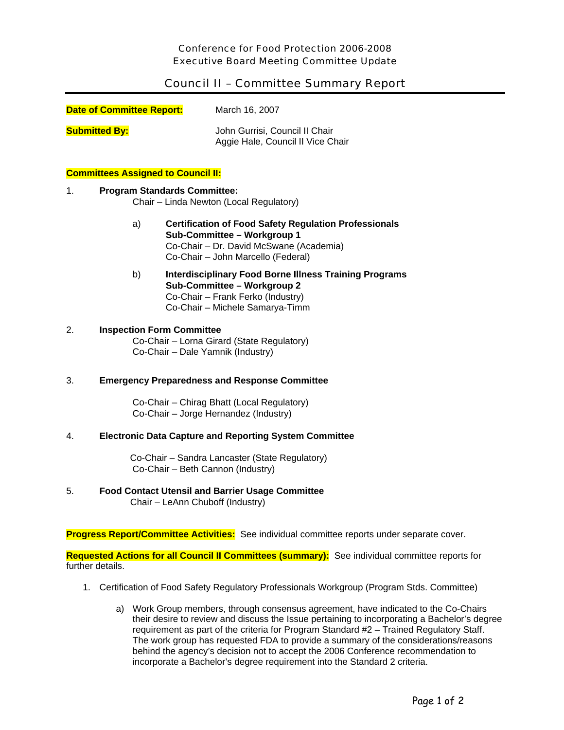Conference for Food Protection 2006-2008
Executive Board Meeting Committee Update

# Council II – Committee Summary Report

**Date of Committee Report:** March 16, 2007

**Submitted By:** John Gurrisi, Council II Chair
Aggie Hale, Council II Vice Chair

**Committees Assigned to Council II:**

1. **Program Standards Committee:**
   Chair – Linda Newton (Local Regulatory)

   a) **Certification of Food Safety Regulation Professionals Sub-Committee – Workgroup 1**
      Co-Chair – Dr. David McSwane (Academia)
      Co-Chair – John Marcello (Federal)

   b) **Interdisciplinary Food Borne Illness Training Programs Sub-Committee – Workgroup 2**
      Co-Chair – Frank Ferko (Industry)
      Co-Chair – Michele Samarya-Timm

2. **Inspection Form Committee**
   Co-Chair – Lorna Girard (State Regulatory)
   Co-Chair – Dale Yamnik (Industry)

3. **Emergency Preparedness and Response Committee**

   Co-Chair – Chirag Bhatt (Local Regulatory)
   Co-Chair – Jorge Hernandez (Industry)

4. **Electronic Data Capture and Reporting System Committee**

   Co-Chair – Sandra Lancaster (State Regulatory)
   Co-Chair – Beth Cannon (Industry)

5. **Food Contact Utensil and Barrier Usage Committee**
   Chair – LeAnn Chuboff (Industry)

**Progress Report/Committee Activities:** See individual committee reports under separate cover.

**Requested Actions for all Council II Committees (summary):** See individual committee reports for further details.

1. Certification of Food Safety Regulatory Professionals Workgroup (Program Stds. Committee)

   a) Work Group members, through consensus agreement, have indicated to the Co-Chairs their desire to review and discuss the Issue pertaining to incorporating a Bachelor's degree requirement as part of the criteria for Program Standard #2 – Trained Regulatory Staff. The work group has requested FDA to provide a summary of the considerations/reasons behind the agency's decision not to accept the 2006 Conference recommendation to incorporate a Bachelor's degree requirement into the Standard 2 criteria.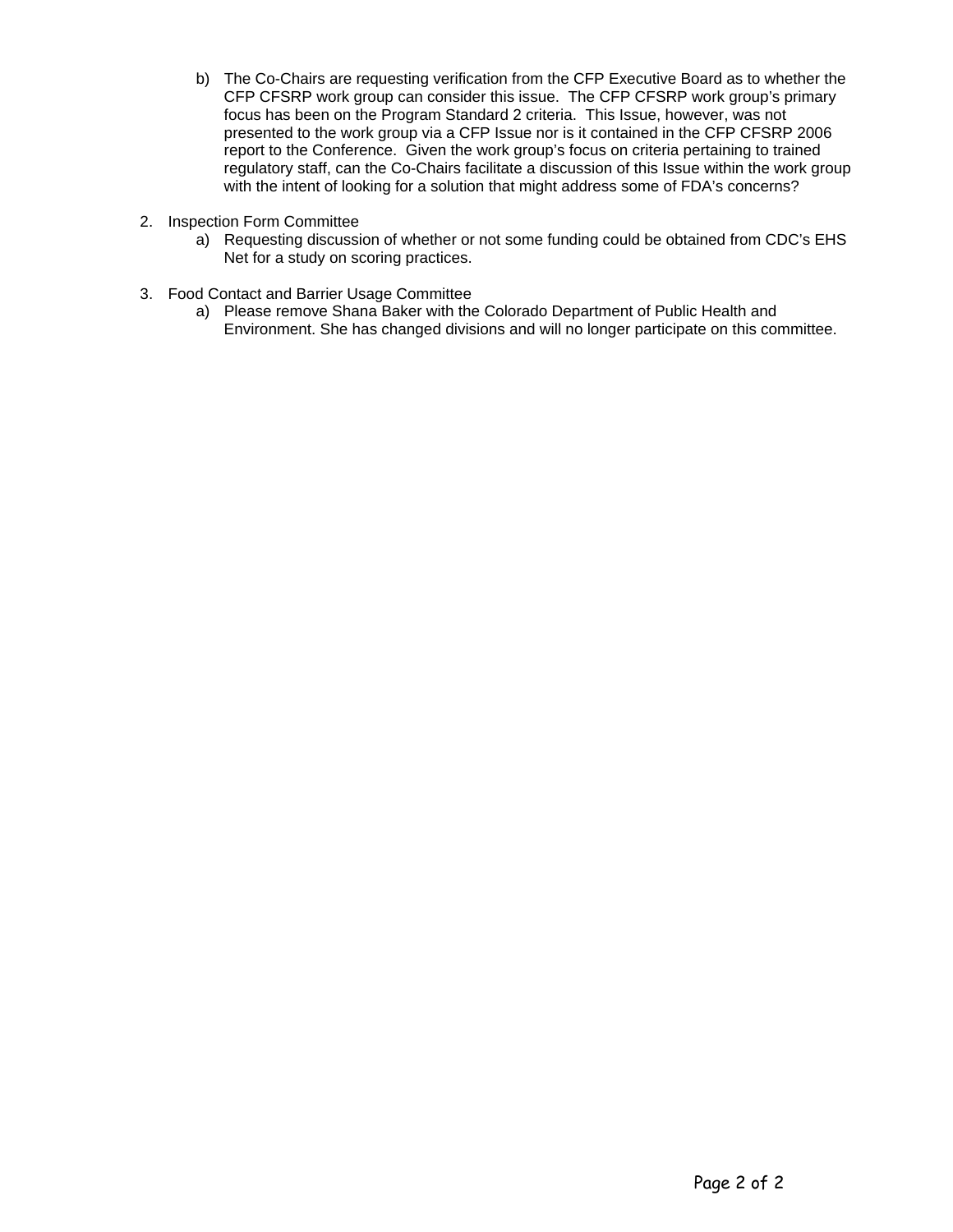b) The Co-Chairs are requesting verification from the CFP Executive Board as to whether the CFP CFSRP work group can consider this issue. The CFP CFSRP work group's primary focus has been on the Program Standard 2 criteria. This Issue, however, was not presented to the work group via a CFP Issue nor is it contained in the CFP CFSRP 2006 report to the Conference. Given the work group's focus on criteria pertaining to trained regulatory staff, can the Co-Chairs facilitate a discussion of this Issue within the work group with the intent of looking for a solution that might address some of FDA's concerns?

2. Inspection Form Committee
   a) Requesting discussion of whether or not some funding could be obtained from CDC's EHS Net for a study on scoring practices.

3. Food Contact and Barrier Usage Committee
   a) Please remove Shana Baker with the Colorado Department of Public Health and Environment. She has changed divisions and will no longer participate on this committee.